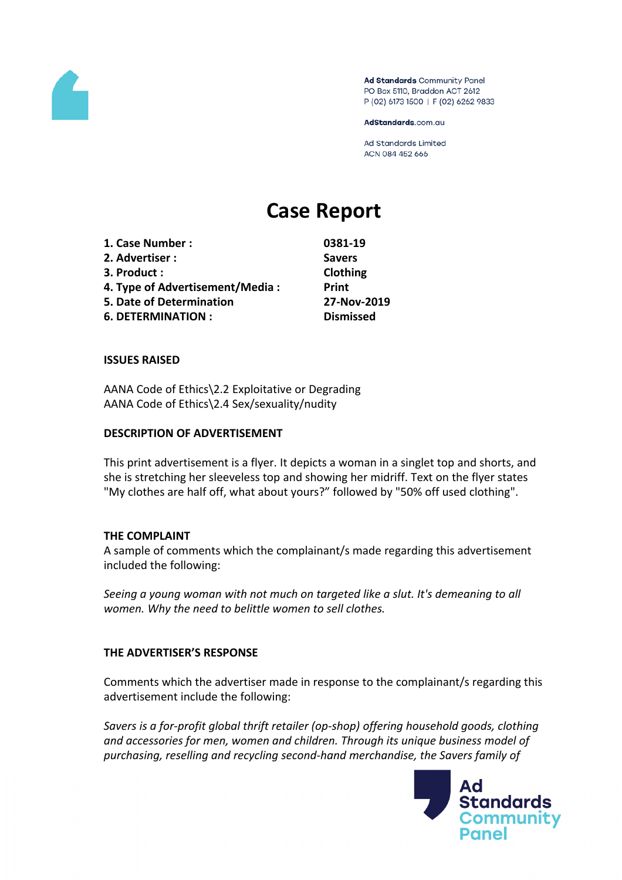Ad Standards Community Panel
PO Box 5110, Braddon ACT 2612
P (02) 6173 1500 | F (02) 6262 9833

AdStandards.com.au

Ad Standards Limited
ACN 084 452 666

# Case Report

| | |
|---|---|
| **1. Case Number :** | **0381-19** |
| **2. Advertiser :** | **Savers** |
| **3. Product :** | **Clothing** |
| **4. Type of Advertisement/Media :** | **Print** |
| **5. Date of Determination** | **27-Nov-2019** |
| **6. DETERMINATION :** | **Dismissed** |

**ISSUES RAISED**

AANA Code of Ethics\2.2 Exploitative or Degrading
AANA Code of Ethics\2.4 Sex/sexuality/nudity

**DESCRIPTION OF ADVERTISEMENT**

This print advertisement is a flyer. It depicts a woman in a singlet top and shorts, and she is stretching her sleeveless top and showing her midriff. Text on the flyer states "My clothes are half off, what about yours?" followed by "50% off used clothing".

**THE COMPLAINT**

A sample of comments which the complainant/s made regarding this advertisement included the following:

*Seeing a young woman with not much on targeted like a slut. It's demeaning to all women. Why the need to belittle women to sell clothes.*

**THE ADVERTISER'S RESPONSE**

Comments which the advertiser made in response to the complainant/s regarding this advertisement include the following:

*Savers is a for-profit global thrift retailer (op-shop) offering household goods, clothing and accessories for men, women and children. Through its unique business model of purchasing, reselling and recycling second-hand merchandise, the Savers family of*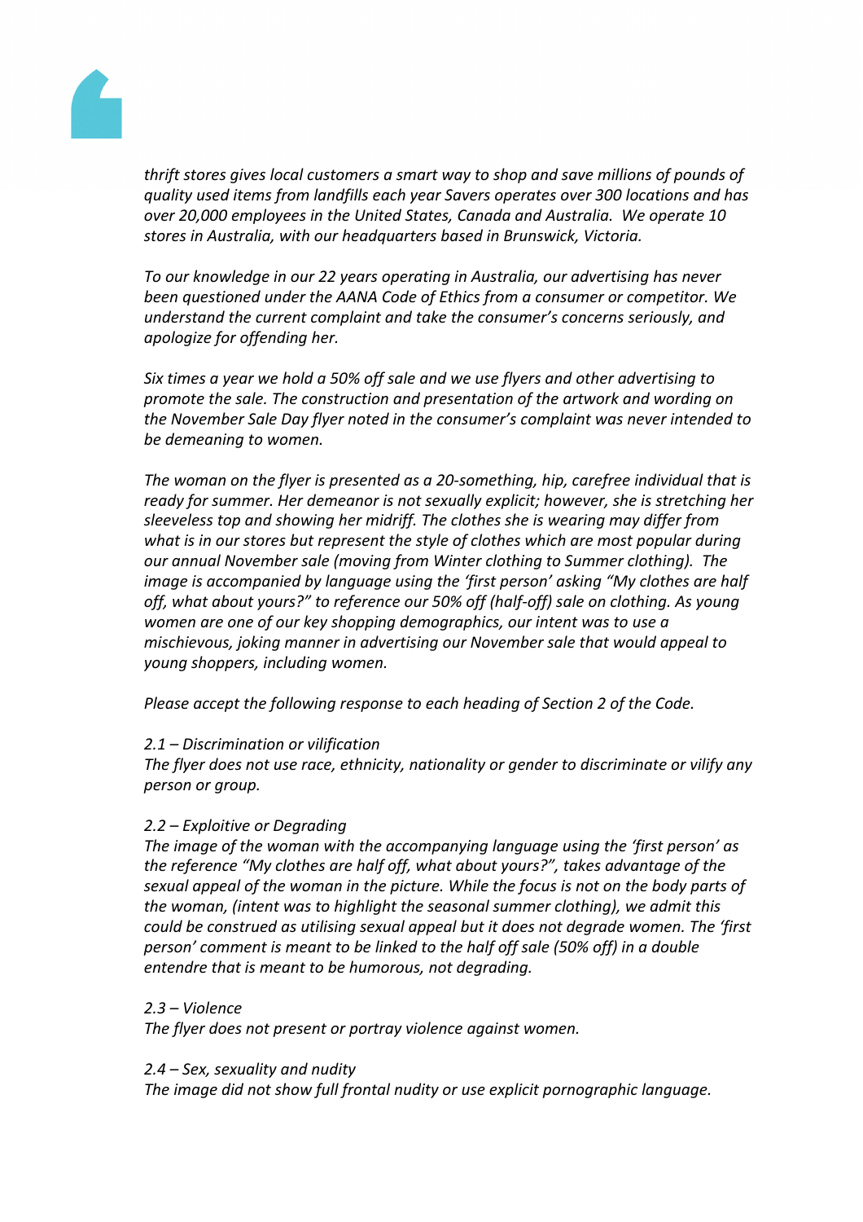*thrift stores gives local customers a smart way to shop and save millions of pounds of quality used items from landfills each year Savers operates over 300 locations and has over 20,000 employees in the United States, Canada and Australia. We operate 10 stores in Australia, with our headquarters based in Brunswick, Victoria.*

*To our knowledge in our 22 years operating in Australia, our advertising has never been questioned under the AANA Code of Ethics from a consumer or competitor. We understand the current complaint and take the consumer's concerns seriously, and apologize for offending her.*

*Six times a year we hold a 50% off sale and we use flyers and other advertising to promote the sale. The construction and presentation of the artwork and wording on the November Sale Day flyer noted in the consumer's complaint was never intended to be demeaning to women.*

*The woman on the flyer is presented as a 20-something, hip, carefree individual that is ready for summer. Her demeanor is not sexually explicit; however, she is stretching her sleeveless top and showing her midriff. The clothes she is wearing may differ from what is in our stores but represent the style of clothes which are most popular during our annual November sale (moving from Winter clothing to Summer clothing). The image is accompanied by language using the 'first person' asking "My clothes are half off, what about yours?" to reference our 50% off (half-off) sale on clothing. As young women are one of our key shopping demographics, our intent was to use a mischievous, joking manner in advertising our November sale that would appeal to young shoppers, including women.*

*Please accept the following response to each heading of Section 2 of the Code.*

*2.1 – Discrimination or vilification*
*The flyer does not use race, ethnicity, nationality or gender to discriminate or vilify any person or group.*

*2.2 – Exploitive or Degrading*
*The image of the woman with the accompanying language using the 'first person' as the reference "My clothes are half off, what about yours?", takes advantage of the sexual appeal of the woman in the picture. While the focus is not on the body parts of the woman, (intent was to highlight the seasonal summer clothing), we admit this could be construed as utilising sexual appeal but it does not degrade women. The 'first person' comment is meant to be linked to the half off sale (50% off) in a double entendre that is meant to be humorous, not degrading.*

*2.3 – Violence*
*The flyer does not present or portray violence against women.*

*2.4 – Sex, sexuality and nudity*
*The image did not show full frontal nudity or use explicit pornographic language.*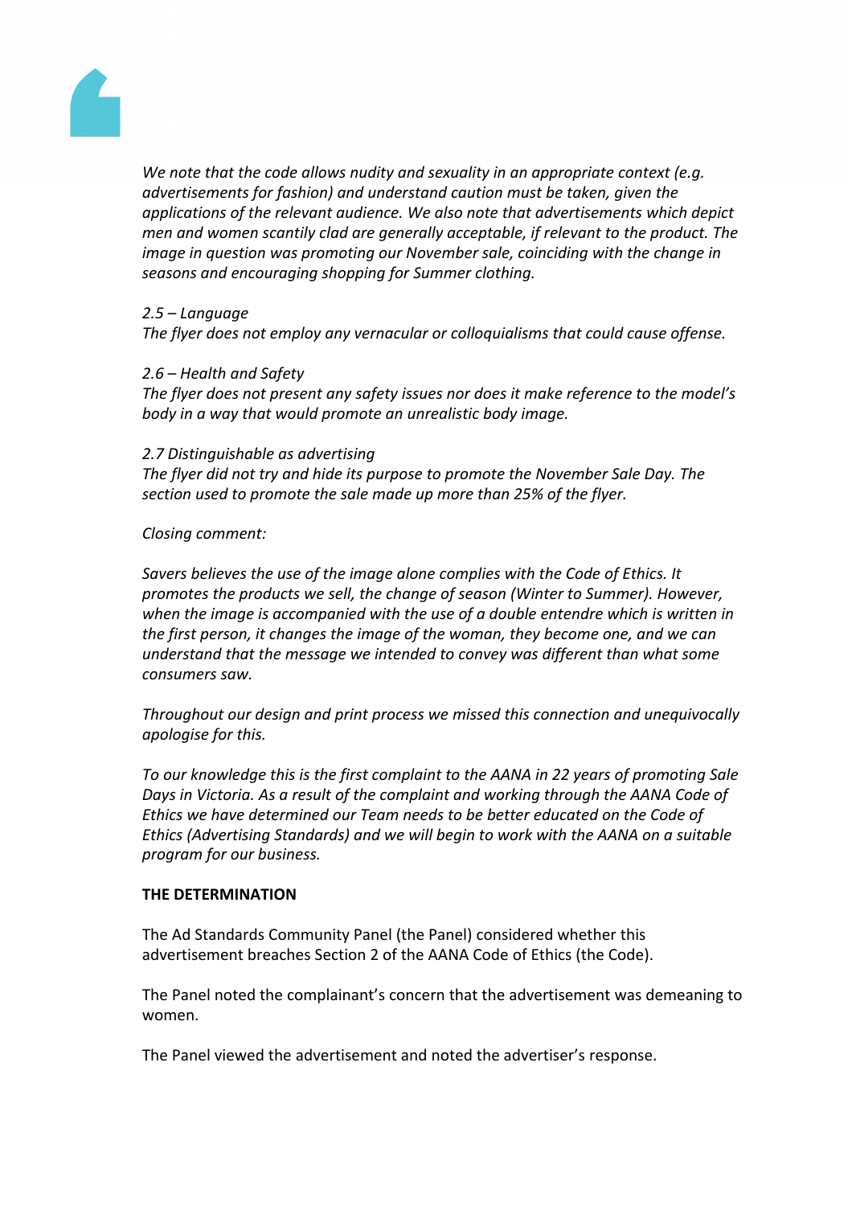*We note that the code allows nudity and sexuality in an appropriate context (e.g. advertisements for fashion) and understand caution must be taken, given the applications of the relevant audience. We also note that advertisements which depict men and women scantily clad are generally acceptable, if relevant to the product. The image in question was promoting our November sale, coinciding with the change in seasons and encouraging shopping for Summer clothing.*

*2.5 – Language*
*The flyer does not employ any vernacular or colloquialisms that could cause offense.*

*2.6 – Health and Safety*
*The flyer does not present any safety issues nor does it make reference to the model's body in a way that would promote an unrealistic body image.*

*2.7 Distinguishable as advertising*
*The flyer did not try and hide its purpose to promote the November Sale Day. The section used to promote the sale made up more than 25% of the flyer.*

*Closing comment:*

*Savers believes the use of the image alone complies with the Code of Ethics. It promotes the products we sell, the change of season (Winter to Summer). However, when the image is accompanied with the use of a double entendre which is written in the first person, it changes the image of the woman, they become one, and we can understand that the message we intended to convey was different than what some consumers saw.*

*Throughout our design and print process we missed this connection and unequivocally apologise for this.*

*To our knowledge this is the first complaint to the AANA in 22 years of promoting Sale Days in Victoria. As a result of the complaint and working through the AANA Code of Ethics we have determined our Team needs to be better educated on the Code of Ethics (Advertising Standards) and we will begin to work with the AANA on a suitable program for our business.*

**THE DETERMINATION**

The Ad Standards Community Panel (the Panel) considered whether this advertisement breaches Section 2 of the AANA Code of Ethics (the Code).

The Panel noted the complainant's concern that the advertisement was demeaning to women.

The Panel viewed the advertisement and noted the advertiser's response.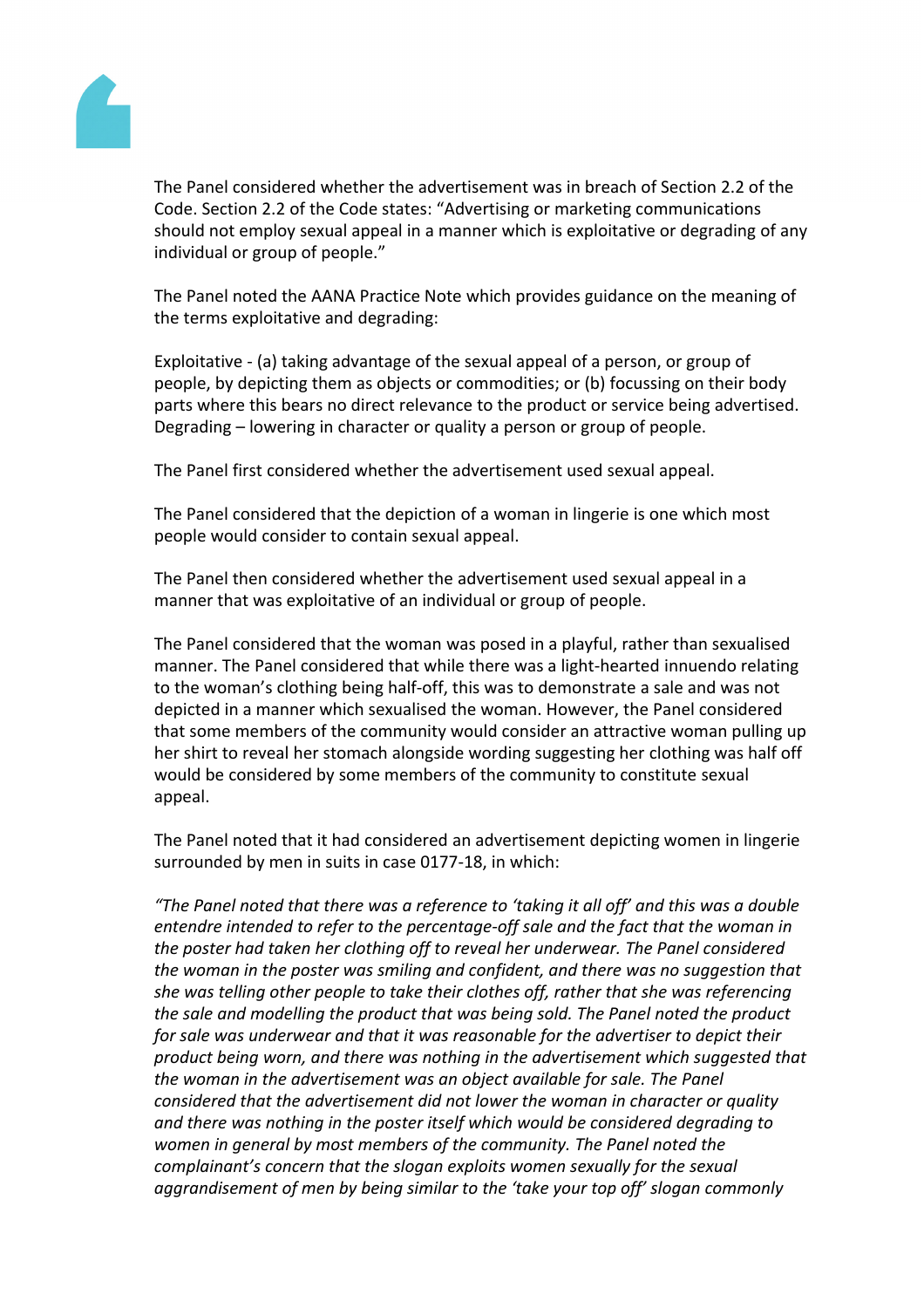The Panel considered whether the advertisement was in breach of Section 2.2 of the Code. Section 2.2 of the Code states: “Advertising or marketing communications should not employ sexual appeal in a manner which is exploitative or degrading of any individual or group of people.”

The Panel noted the AANA Practice Note which provides guidance on the meaning of the terms exploitative and degrading:

Exploitative - (a) taking advantage of the sexual appeal of a person, or group of people, by depicting them as objects or commodities; or (b) focussing on their body parts where this bears no direct relevance to the product or service being advertised. Degrading – lowering in character or quality a person or group of people.

The Panel first considered whether the advertisement used sexual appeal.

The Panel considered that the depiction of a woman in lingerie is one which most people would consider to contain sexual appeal.

The Panel then considered whether the advertisement used sexual appeal in a manner that was exploitative of an individual or group of people.

The Panel considered that the woman was posed in a playful, rather than sexualised manner. The Panel considered that while there was a light-hearted innuendo relating to the woman’s clothing being half-off, this was to demonstrate a sale and was not depicted in a manner which sexualised the woman. However, the Panel considered that some members of the community would consider an attractive woman pulling up her shirt to reveal her stomach alongside wording suggesting her clothing was half off would be considered by some members of the community to constitute sexual appeal.

The Panel noted that it had considered an advertisement depicting women in lingerie surrounded by men in suits in case 0177-18, in which:

*“The Panel noted that there was a reference to ‘taking it all off’ and this was a double entendre intended to refer to the percentage-off sale and the fact that the woman in the poster had taken her clothing off to reveal her underwear. The Panel considered the woman in the poster was smiling and confident, and there was no suggestion that she was telling other people to take their clothes off, rather that she was referencing the sale and modelling the product that was being sold. The Panel noted the product for sale was underwear and that it was reasonable for the advertiser to depict their product being worn, and there was nothing in the advertisement which suggested that the woman in the advertisement was an object available for sale. The Panel considered that the advertisement did not lower the woman in character or quality and there was nothing in the poster itself which would be considered degrading to women in general by most members of the community. The Panel noted the complainant’s concern that the slogan exploits women sexually for the sexual aggrandisement of men by being similar to the ‘take your top off’ slogan commonly*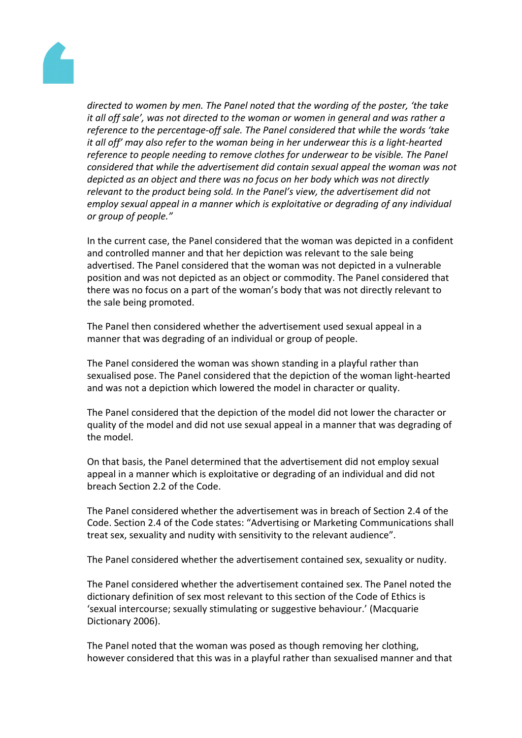*directed to women by men. The Panel noted that the wording of the poster, 'the take it all off sale', was not directed to the woman or women in general and was rather a reference to the percentage-off sale. The Panel considered that while the words 'take it all off' may also refer to the woman being in her underwear this is a light-hearted reference to people needing to remove clothes for underwear to be visible. The Panel considered that while the advertisement did contain sexual appeal the woman was not depicted as an object and there was no focus on her body which was not directly relevant to the product being sold. In the Panel's view, the advertisement did not employ sexual appeal in a manner which is exploitative or degrading of any individual or group of people."*

In the current case, the Panel considered that the woman was depicted in a confident and controlled manner and that her depiction was relevant to the sale being advertised. The Panel considered that the woman was not depicted in a vulnerable position and was not depicted as an object or commodity. The Panel considered that there was no focus on a part of the woman's body that was not directly relevant to the sale being promoted.

The Panel then considered whether the advertisement used sexual appeal in a manner that was degrading of an individual or group of people.

The Panel considered the woman was shown standing in a playful rather than sexualised pose. The Panel considered that the depiction of the woman light-hearted and was not a depiction which lowered the model in character or quality.

The Panel considered that the depiction of the model did not lower the character or quality of the model and did not use sexual appeal in a manner that was degrading of the model.

On that basis, the Panel determined that the advertisement did not employ sexual appeal in a manner which is exploitative or degrading of an individual and did not breach Section 2.2 of the Code.

The Panel considered whether the advertisement was in breach of Section 2.4 of the Code. Section 2.4 of the Code states: "Advertising or Marketing Communications shall treat sex, sexuality and nudity with sensitivity to the relevant audience".

The Panel considered whether the advertisement contained sex, sexuality or nudity.

The Panel considered whether the advertisement contained sex. The Panel noted the dictionary definition of sex most relevant to this section of the Code of Ethics is 'sexual intercourse; sexually stimulating or suggestive behaviour.' (Macquarie Dictionary 2006).

The Panel noted that the woman was posed as though removing her clothing, however considered that this was in a playful rather than sexualised manner and that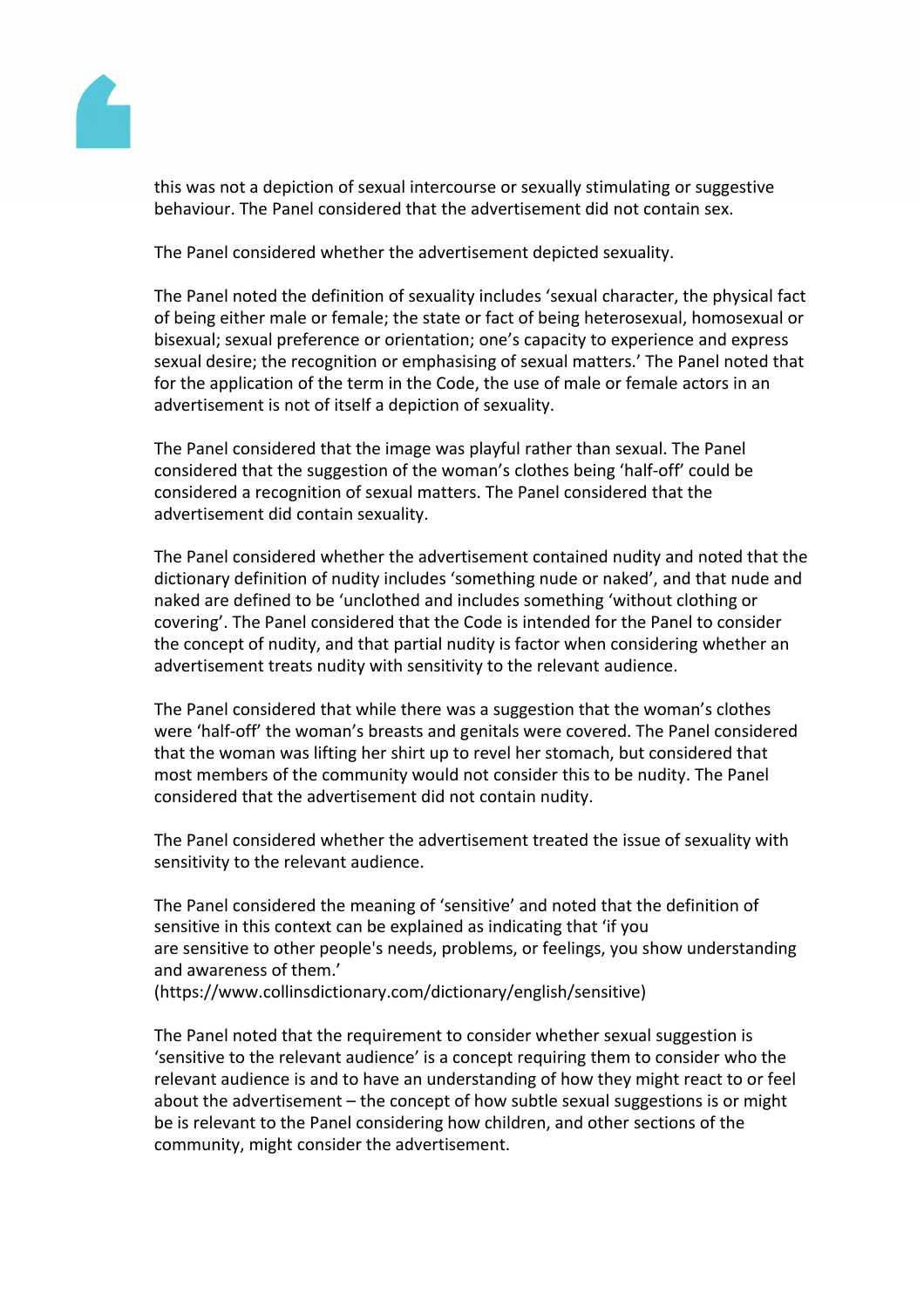this was not a depiction of sexual intercourse or sexually stimulating or suggestive behaviour. The Panel considered that the advertisement did not contain sex.

The Panel considered whether the advertisement depicted sexuality.

The Panel noted the definition of sexuality includes 'sexual character, the physical fact of being either male or female; the state or fact of being heterosexual, homosexual or bisexual; sexual preference or orientation; one's capacity to experience and express sexual desire; the recognition or emphasising of sexual matters.' The Panel noted that for the application of the term in the Code, the use of male or female actors in an advertisement is not of itself a depiction of sexuality.

The Panel considered that the image was playful rather than sexual. The Panel considered that the suggestion of the woman's clothes being 'half-off' could be considered a recognition of sexual matters. The Panel considered that the advertisement did contain sexuality.

The Panel considered whether the advertisement contained nudity and noted that the dictionary definition of nudity includes 'something nude or naked', and that nude and naked are defined to be 'unclothed and includes something 'without clothing or covering'. The Panel considered that the Code is intended for the Panel to consider the concept of nudity, and that partial nudity is factor when considering whether an advertisement treats nudity with sensitivity to the relevant audience.

The Panel considered that while there was a suggestion that the woman's clothes were 'half-off' the woman's breasts and genitals were covered. The Panel considered that the woman was lifting her shirt up to revel her stomach, but considered that most members of the community would not consider this to be nudity. The Panel considered that the advertisement did not contain nudity.

The Panel considered whether the advertisement treated the issue of sexuality with sensitivity to the relevant audience.

The Panel considered the meaning of 'sensitive' and noted that the definition of sensitive in this context can be explained as indicating that 'if you are sensitive to other people's needs, problems, or feelings, you show understanding and awareness of them.'
(https://www.collinsdictionary.com/dictionary/english/sensitive)

The Panel noted that the requirement to consider whether sexual suggestion is 'sensitive to the relevant audience' is a concept requiring them to consider who the relevant audience is and to have an understanding of how they might react to or feel about the advertisement – the concept of how subtle sexual suggestions is or might be is relevant to the Panel considering how children, and other sections of the community, might consider the advertisement.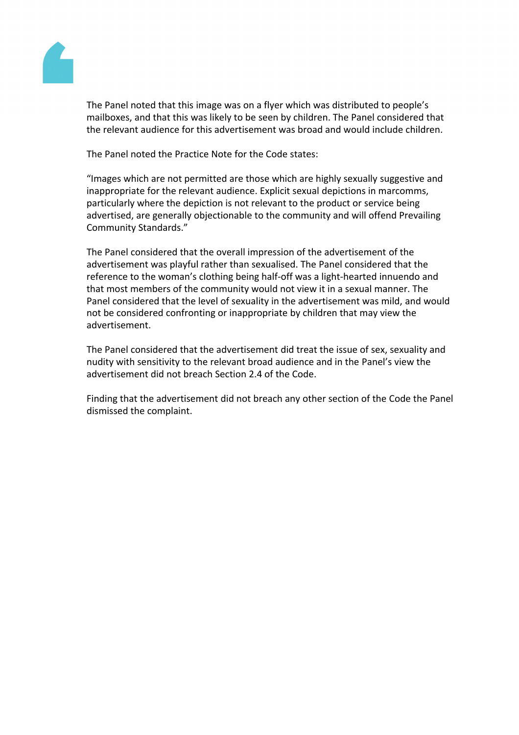The Panel noted that this image was on a flyer which was distributed to people's mailboxes, and that this was likely to be seen by children. The Panel considered that the relevant audience for this advertisement was broad and would include children.

The Panel noted the Practice Note for the Code states:

"Images which are not permitted are those which are highly sexually suggestive and inappropriate for the relevant audience. Explicit sexual depictions in marcomms, particularly where the depiction is not relevant to the product or service being advertised, are generally objectionable to the community and will offend Prevailing Community Standards."

The Panel considered that the overall impression of the advertisement of the advertisement was playful rather than sexualised. The Panel considered that the reference to the woman's clothing being half-off was a light-hearted innuendo and that most members of the community would not view it in a sexual manner. The Panel considered that the level of sexuality in the advertisement was mild, and would not be considered confronting or inappropriate by children that may view the advertisement.

The Panel considered that the advertisement did treat the issue of sex, sexuality and nudity with sensitivity to the relevant broad audience and in the Panel's view the advertisement did not breach Section 2.4 of the Code.

Finding that the advertisement did not breach any other section of the Code the Panel dismissed the complaint.